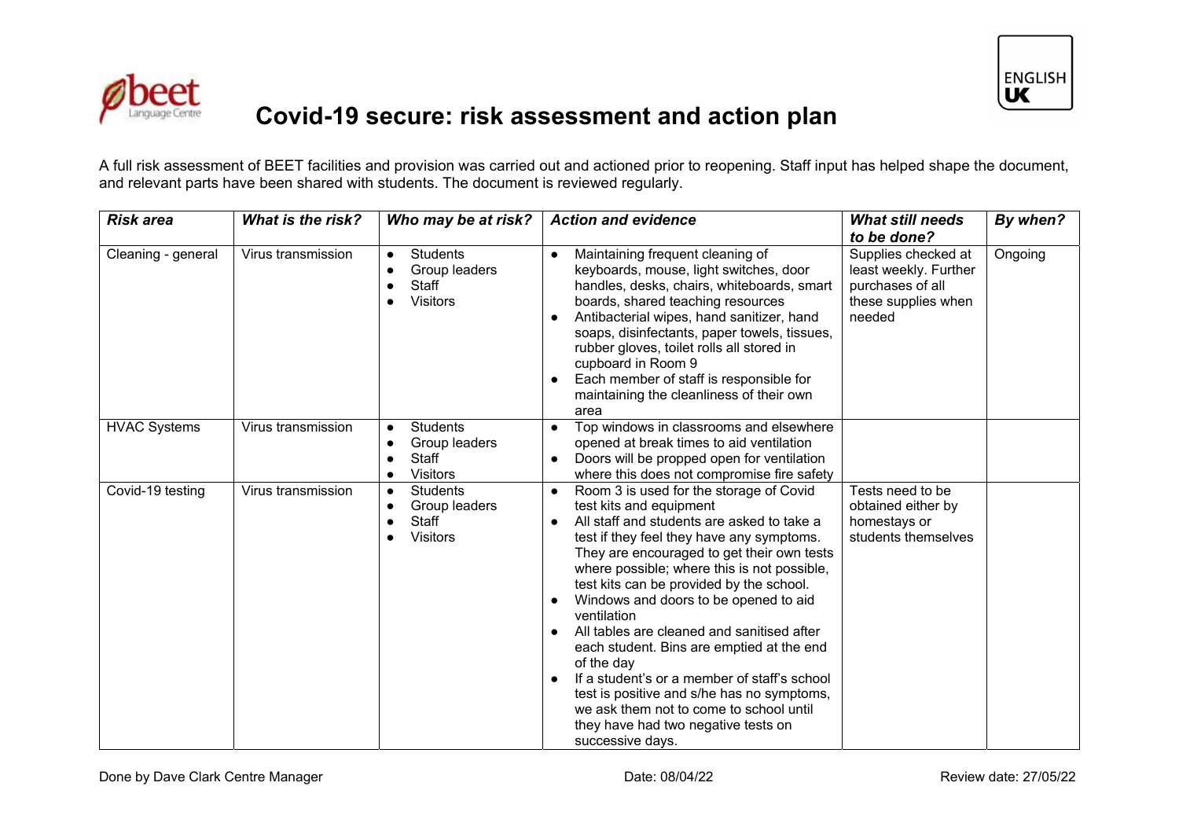# Covid-19 secure: risk assessment and action plan

A full risk assessment of BEET facilities and provision was carried out and actioned prior to reopening. Staff input has helped shape the document, and relevant parts have been shared with students. The document is reviewed regularly.

| ***Risk area*** | ***What is the risk?*** | ***Who may be at risk?*** | ***Action and evidence*** | ***What still needs to be done?*** | ***By when?*** |
|---|---|---|---|---|---|
| Cleaning - general | Virus transmission | • Students<br>• Group leaders<br>• Staff<br>• Visitors | • Maintaining frequent cleaning of keyboards, mouse, light switches, door handles, desks, chairs, whiteboards, smart boards, shared teaching resources<br>• Antibacterial wipes, hand sanitizer, hand soaps, disinfectants, paper towels, tissues, rubber gloves, toilet rolls all stored in cupboard in Room 9<br>• Each member of staff is responsible for maintaining the cleanliness of their own area | Supplies checked at least weekly. Further purchases of all these supplies when needed | Ongoing |
| HVAC Systems | Virus transmission | • Students<br>• Group leaders<br>• Staff<br>• Visitors | • Top windows in classrooms and elsewhere opened at break times to aid ventilation<br>• Doors will be propped open for ventilation where this does not compromise fire safety | | |
| Covid-19 testing | Virus transmission | • Students<br>• Group leaders<br>• Staff<br>• Visitors | • Room 3 is used for the storage of Covid test kits and equipment<br>• All staff and students are asked to take a test if they feel they have any symptoms. They are encouraged to get their own tests where possible; where this is not possible, test kits can be provided by the school.<br>• Windows and doors to be opened to aid ventilation<br>• All tables are cleaned and sanitised after each student. Bins are emptied at the end of the day<br>• If a student's or a member of staff's school test is positive and s/he has no symptoms, we ask them not to come to school until they have had two negative tests on successive days. | Tests need to be obtained either by homestays or students themselves | |

Done by Dave Clark Centre Manager | Date: 08/04/22 | Review date: 27/05/22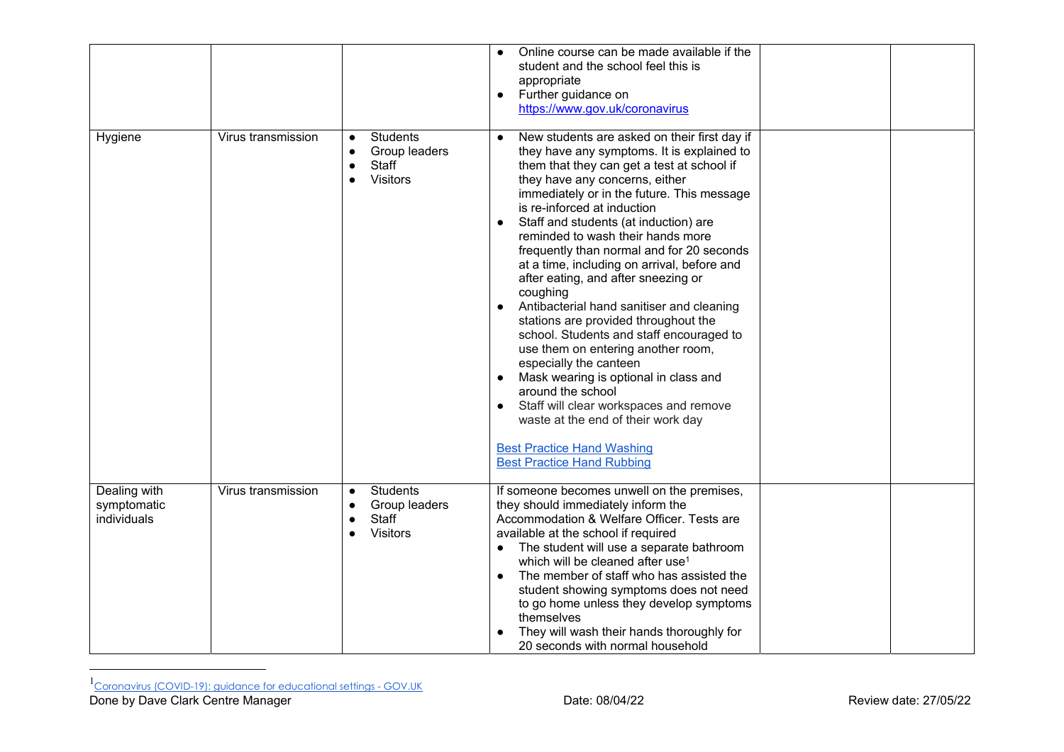| | | | | | |
|---|---|---|---|---|---|
| | | | • Online course can be made available if the student and the school feel this is appropriate<br>• Further guidance on [https://www.gov.uk/coronavirus](https://www.gov.uk/coronavirus) | | |
| Hygiene | Virus transmission | • Students<br>• Group leaders<br>• Staff<br>• Visitors | • New students are asked on their first day if they have any symptoms. It is explained to them that they can get a test at school if they have any concerns, either immediately or in the future. This message is re-inforced at induction<br>• Staff and students (at induction) are reminded to wash their hands more frequently than normal and for 20 seconds at a time, including on arrival, before and after eating, and after sneezing or coughing<br>• Antibacterial hand sanitiser and cleaning stations are provided throughout the school. Students and staff encouraged to use them on entering another room, especially the canteen<br>• Mask wearing is optional in class and around the school<br>• Staff will clear workspaces and remove waste at the end of their work day<br><br>Best Practice Hand Washing<br>Best Practice Hand Rubbing | | |
| Dealing with symptomatic individuals | Virus transmission | • Students<br>• Group leaders<br>• Staff<br>• Visitors | If someone becomes unwell on the premises, they should immediately inform the Accommodation & Welfare Officer. Tests are available at the school if required<br>• The student will use a separate bathroom which will be cleaned after use[1]<br>• The member of staff who has assisted the student showing symptoms does not need to go home unless they develop symptoms themselves<br>• They will wash their hands thoroughly for 20 seconds with normal household | | |

[1] Coronavirus (COVID-19): guidance for educational settings - GOV.UK

Done by Dave Clark Centre Manager Date: 08/04/22 Review date: 27/05/22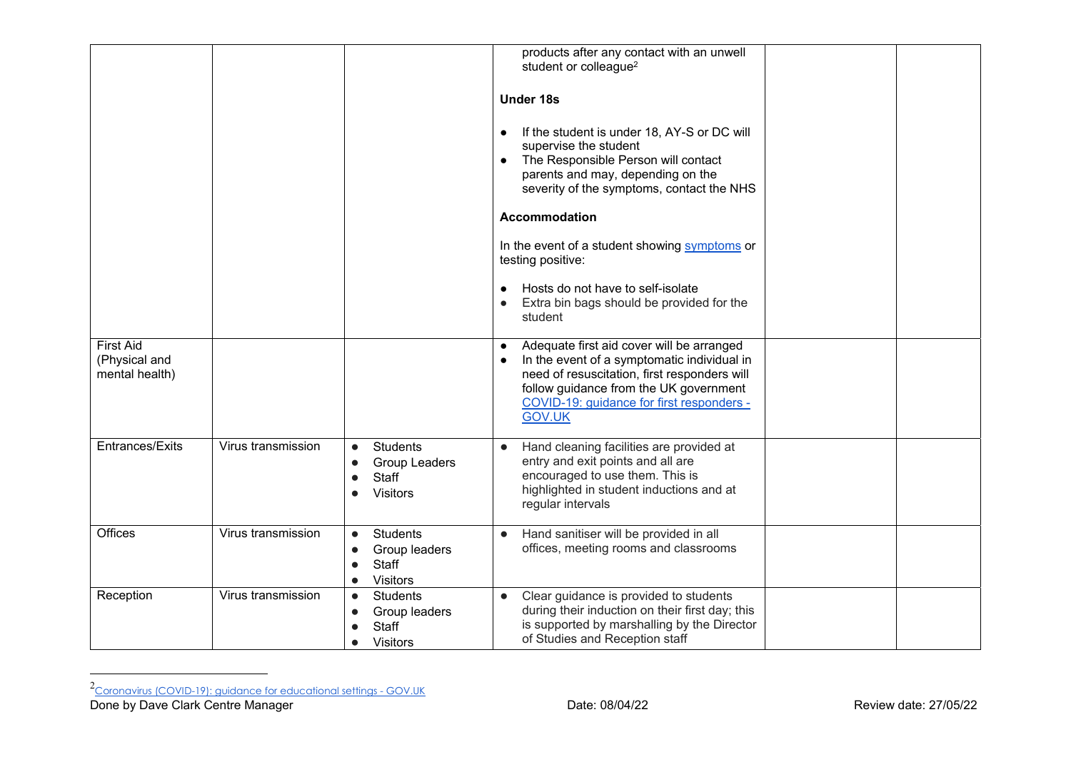| | | | | | |
|---|---|---|---|---|---|
| | | | products after any contact with an unwell student or colleague[2]<br><br>**Under 18s**<br><br>● If the student is under 18, AY-S or DC will supervise the student<br>● The Responsible Person will contact parents and may, depending on the severity of the symptoms, contact the NHS<br><br>**Accommodation**<br><br>In the event of a student showing symptoms or testing positive:<br><br>● Hosts do not have to self-isolate<br>● Extra bin bags should be provided for the student | | |
| First Aid (Physical and mental health) | | | ● Adequate first aid cover will be arranged<br>● In the event of a symptomatic individual in need of resuscitation, first responders will follow guidance from the UK government COVID-19: guidance for first responders - GOV.UK | | |
| Entrances/Exits | Virus transmission | ● Students<br>● Group Leaders<br>● Staff<br>● Visitors | ● Hand cleaning facilities are provided at entry and exit points and all are encouraged to use them. This is highlighted in student inductions and at regular intervals | | |
| Offices | Virus transmission | ● Students<br>● Group leaders<br>● Staff<br>● Visitors | ● Hand sanitiser will be provided in all offices, meeting rooms and classrooms | | |
| Reception | Virus transmission | ● Students<br>● Group leaders<br>● Staff<br>● Visitors | ● Clear guidance is provided to students during their induction on their first day; this is supported by marshalling by the Director of Studies and Reception staff | | |

[2] Coronavirus (COVID-19): guidance for educational settings - GOV.UK

Done by Dave Clark Centre Manager Date: 08/04/22 Review date: 27/05/22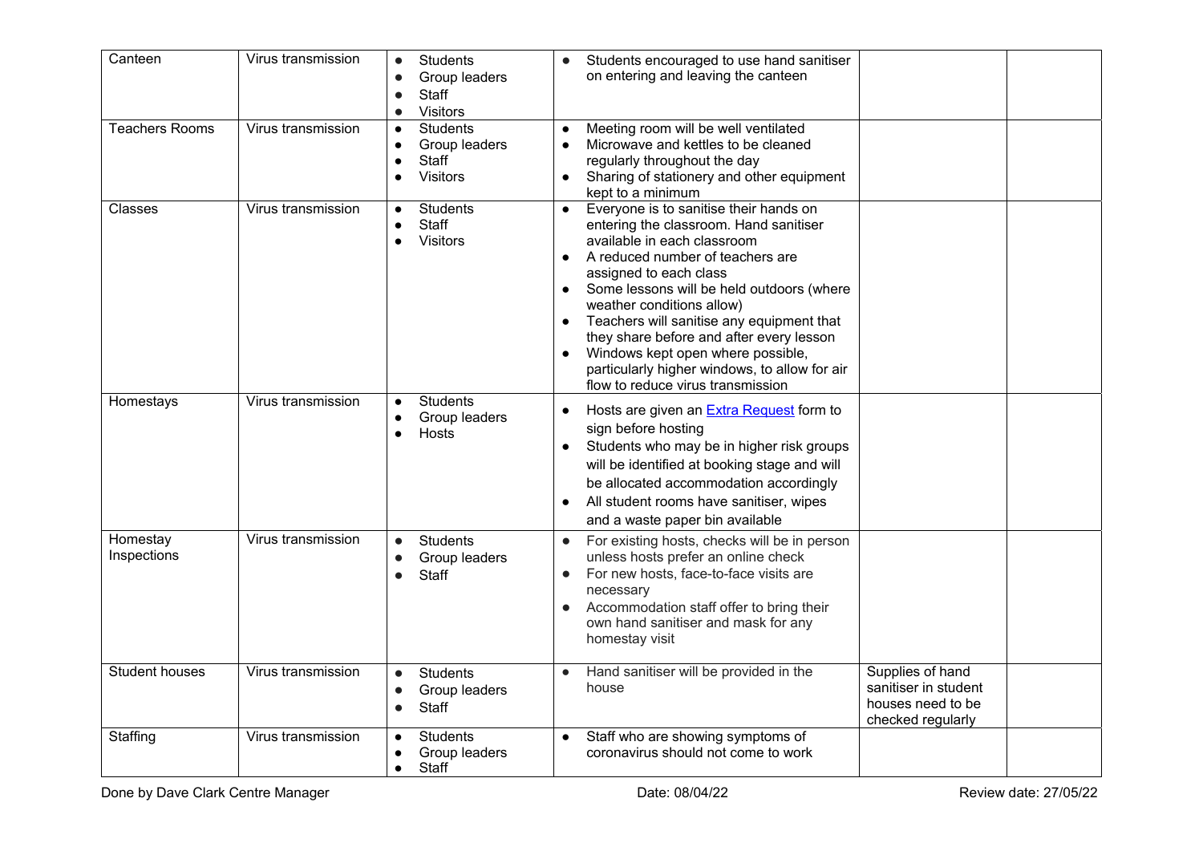| Canteen | Virus transmission | • Students<br>• Group leaders<br>• Staff<br>• Visitors | • Students encouraged to use hand sanitiser on entering and leaving the canteen | | |
|---|---|---|---|---|---|
| Teachers Rooms | Virus transmission | • Students<br>• Group leaders<br>• Staff<br>• Visitors | • Meeting room will be well ventilated<br>• Microwave and kettles to be cleaned regularly throughout the day<br>• Sharing of stationery and other equipment kept to a minimum | | |
| Classes | Virus transmission | • Students<br>• Staff<br>• Visitors | • Everyone is to sanitise their hands on entering the classroom. Hand sanitiser available in each classroom<br>• A reduced number of teachers are assigned to each class<br>• Some lessons will be held outdoors (where weather conditions allow)<br>• Teachers will sanitise any equipment that they share before and after every lesson<br>• Windows kept open where possible, particularly higher windows, to allow for air flow to reduce virus transmission | | |
| Homestays | Virus transmission | • Students<br>• Group leaders<br>• Hosts | • Hosts are given an Extra Request form to sign before hosting<br>• Students who may be in higher risk groups will be identified at booking stage and will be allocated accommodation accordingly<br>• All student rooms have sanitiser, wipes and a waste paper bin available | | |
| Homestay Inspections | Virus transmission | • Students<br>• Group leaders<br>• Staff | • For existing hosts, checks will be in person unless hosts prefer an online check<br>• For new hosts, face-to-face visits are necessary<br>• Accommodation staff offer to bring their own hand sanitiser and mask for any homestay visit | | |
| Student houses | Virus transmission | • Students<br>• Group leaders<br>• Staff | • Hand sanitiser will be provided in the house | Supplies of hand sanitiser in student houses need to be checked regularly | |
| Staffing | Virus transmission | • Students<br>• Group leaders<br>• Staff | • Staff who are showing symptoms of coronavirus should not come to work | | |

Done by Dave Clark Centre Manager Date: 08/04/22 Review date: 27/05/22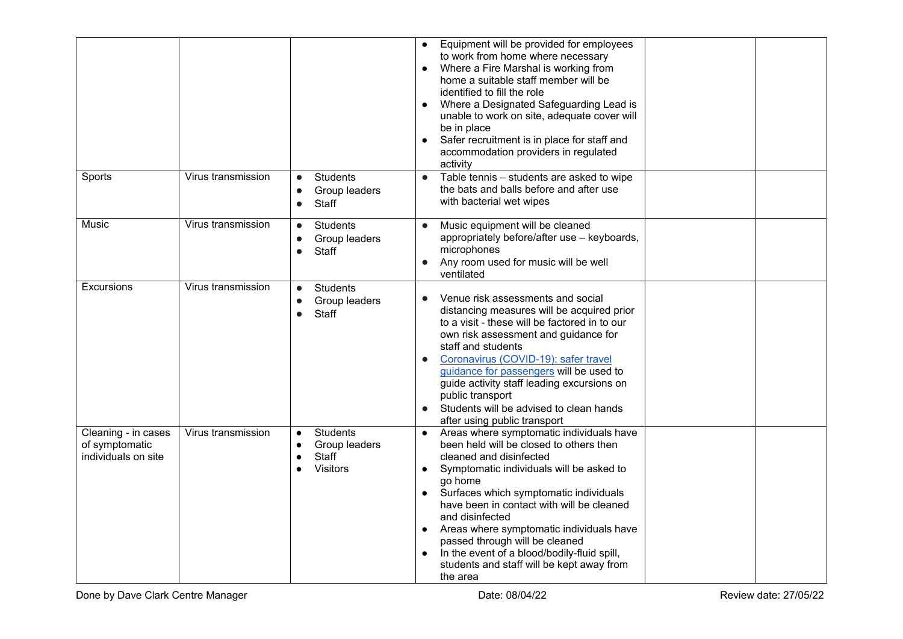| | | | | | |
|---|---|---|---|---|---|
| | | | • Equipment will be provided for employees to work from home where necessary<br>• Where a Fire Marshal is working from home a suitable staff member will be identified to fill the role<br>• Where a Designated Safeguarding Lead is unable to work on site, adequate cover will be in place<br>• Safer recruitment is in place for staff and accommodation providers in regulated activity | | |
| Sports | Virus transmission | • Students<br>• Group leaders<br>• Staff | • Table tennis – students are asked to wipe the bats and balls before and after use with bacterial wet wipes | | |
| Music | Virus transmission | • Students<br>• Group leaders<br>• Staff | • Music equipment will be cleaned appropriately before/after use – keyboards, microphones<br>• Any room used for music will be well ventilated | | |
| Excursions | Virus transmission | • Students<br>• Group leaders<br>• Staff | • Venue risk assessments and social distancing measures will be acquired prior to a visit - these will be factored in to our own risk assessment and guidance for staff and students<br>• Coronavirus (COVID-19): safer travel guidance for passengers will be used to guide activity staff leading excursions on public transport<br>• Students will be advised to clean hands after using public transport | | |
| Cleaning - in cases of symptomatic individuals on site | Virus transmission | • Students<br>• Group leaders<br>• Staff<br>• Visitors | • Areas where symptomatic individuals have been held will be closed to others then cleaned and disinfected<br>• Symptomatic individuals will be asked to go home<br>• Surfaces which symptomatic individuals have been in contact with will be cleaned and disinfected<br>• Areas where symptomatic individuals have passed through will be cleaned<br>• In the event of a blood/bodily-fluid spill, students and staff will be kept away from the area | | |

Done by Dave Clark Centre Manager | Date: 08/04/22 | Review date: 27/05/22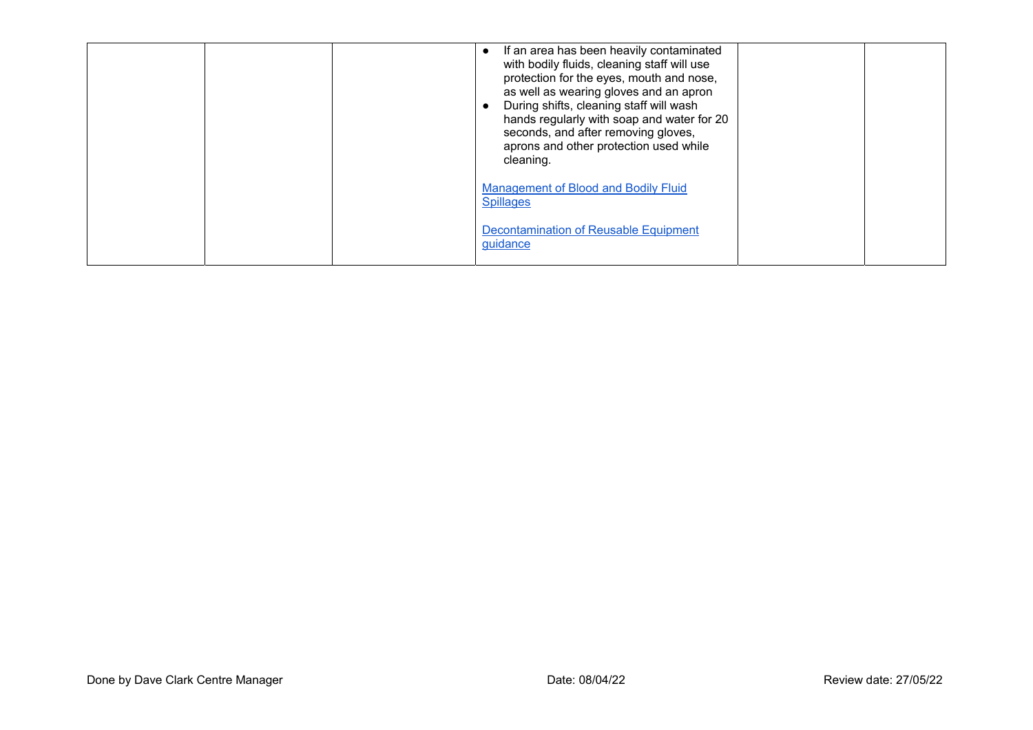| | | | | | |
|---|---|---|---|---|---|
| | | | <ul><li>If an area has been heavily contaminated with bodily fluids, cleaning staff will use protection for the eyes, mouth and nose, as well as wearing gloves and an apron</li><li>During shifts, cleaning staff will wash hands regularly with soap and water for 20 seconds, and after removing gloves, aprons and other protection used while cleaning.</li></ul>Management of Blood and Bodily Fluid Spillages<br><br>Decontamination of Reusable Equipment guidance | | |

Done by Dave Clark Centre Manager Date: 08/04/22 Review date: 27/05/22